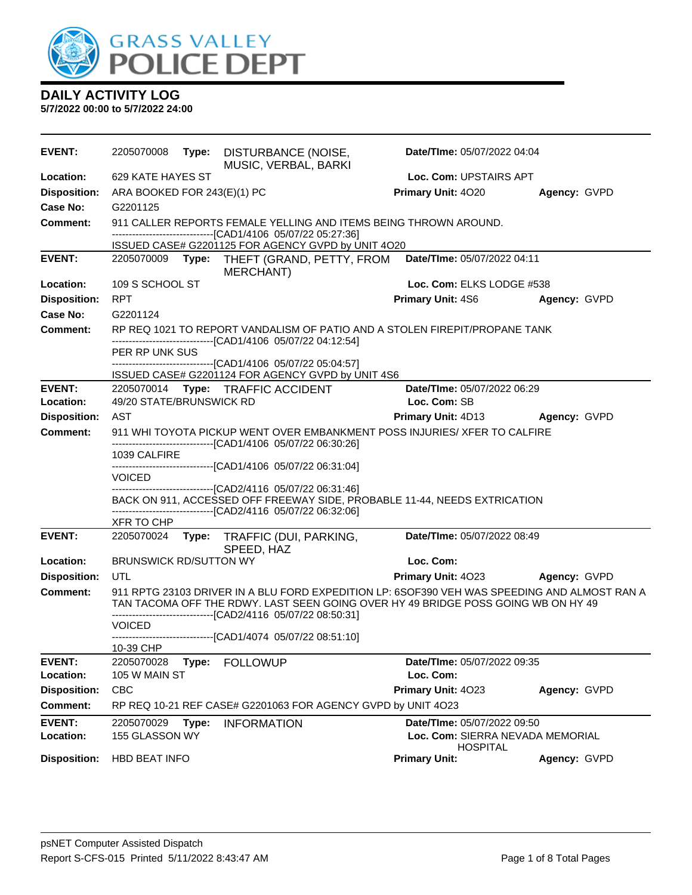# GRASS VALLEY POLICE DEPT

## DAILY ACTIVITY LOG

**5/7/2022 00:00 to 5/7/2022 24:00**

---

**EVENT:** 2205070008 **Type:** DISTURBANCE (NOISE, MUSIC, VERBAL, BARKI **Date/TIme:** 05/07/2022 04:04
**Location:** 629 KATE HAYES ST **Loc. Com:** UPSTAIRS APT
**Disposition:** ARA BOOKED FOR 243(E)(1) PC **Primary Unit:** 4O20 **Agency:** GVPD
**Case No:** G2201125
**Comment:** 911 CALLER REPORTS FEMALE YELLING AND ITEMS BEING THROWN AROUND.
------------------------------[CAD1/4106 05/07/22 05:27:36]
ISSUED CASE# G2201125 FOR AGENCY GVPD by UNIT 4O20

---

**EVENT:** 2205070009 **Type:** THEFT (GRAND, PETTY, FROM MERCHANT) **Date/TIme:** 05/07/2022 04:11
**Location:** 109 S SCHOOL ST **Loc. Com:** ELKS LODGE #538
**Disposition:** RPT **Primary Unit:** 4S6 **Agency:** GVPD
**Case No:** G2201124
**Comment:** RP REQ 1021 TO REPORT VANDALISM OF PATIO AND A STOLEN FIREPIT/PROPANE TANK
------------------------------[CAD1/4106 05/07/22 04:12:54]
PER RP UNK SUS
------------------------------[CAD1/4106 05/07/22 05:04:57]
ISSUED CASE# G2201124 FOR AGENCY GVPD by UNIT 4S6

---

**EVENT:** 2205070014 **Type:** TRAFFIC ACCIDENT **Date/TIme:** 05/07/2022 06:29
**Location:** 49/20 STATE/BRUNSWICK RD **Loc. Com:** SB
**Disposition:** AST **Primary Unit:** 4D13 **Agency:** GVPD
**Comment:** 911 WHI TOYOTA PICKUP WENT OVER EMBANKMENT POSS INJURIES/ XFER TO CALFIRE
------------------------------[CAD1/4106 05/07/22 06:30:26]
1039 CALFIRE
------------------------------[CAD1/4106 05/07/22 06:31:04]
VOICED
------------------------------[CAD2/4116 05/07/22 06:31:46]
BACK ON 911, ACCESSED OFF FREEWAY SIDE, PROBABLE 11-44, NEEDS EXTRICATION
------------------------------[CAD2/4116 05/07/22 06:32:06]
XFR TO CHP

---

**EVENT:** 2205070024 **Type:** TRAFFIC (DUI, PARKING, SPEED, HAZ **Date/TIme:** 05/07/2022 08:49
**Location:** BRUNSWICK RD/SUTTON WY **Loc. Com:**
**Disposition:** UTL **Primary Unit:** 4O23 **Agency:** GVPD
**Comment:** 911 RPTG 23103 DRIVER IN A BLU FORD EXPEDITION LP: 6SOF390 VEH WAS SPEEDING AND ALMOST RAN A TAN TACOMA OFF THE RDWY. LAST SEEN GOING OVER HY 49 BRIDGE POSS GOING WB ON HY 49
------------------------------[CAD2/4116 05/07/22 08:50:31]
VOICED
------------------------------[CAD1/4074 05/07/22 08:51:10]
10-39 CHP

---

**EVENT:** 2205070028 **Type:** FOLLOWUP **Date/TIme:** 05/07/2022 09:35
**Location:** 105 W MAIN ST **Loc. Com:**
**Disposition:** CBC **Primary Unit:** 4O23 **Agency:** GVPD
**Comment:** RP REQ 10-21 REF CASE# G2201063 FOR AGENCY GVPD by UNIT 4O23

---

**EVENT:** 2205070029 **Type:** INFORMATION **Date/TIme:** 05/07/2022 09:50
**Location:** 155 GLASSON WY **Loc. Com:** SIERRA NEVADA MEMORIAL HOSPITAL
**Disposition:** HBD BEAT INFO **Primary Unit:** **Agency:** GVPD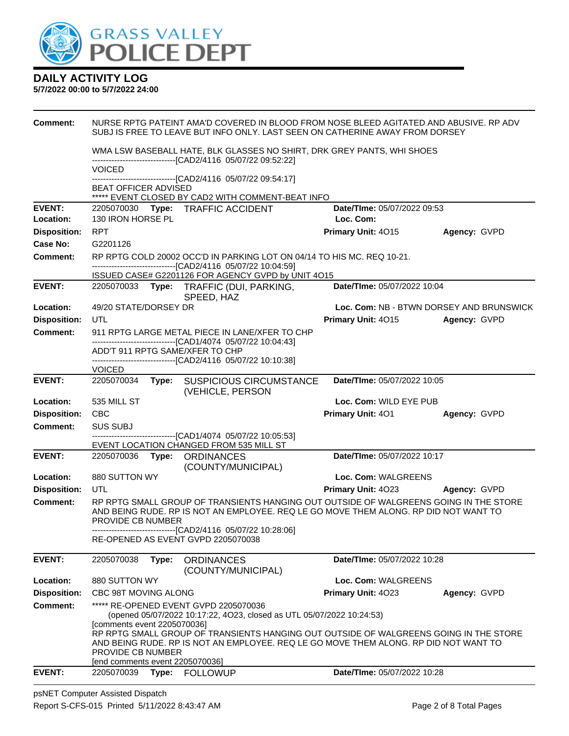## DAILY ACTIVITY LOG

**5/7/2022 00:00 to 5/7/2022 24:00**

**Comment:** NURSE RPTG PATEINT AMA'D COVERED IN BLOOD FROM NOSE BLEED AGITATED AND ABUSIVE. RP ADV SUBJ IS FREE TO LEAVE BUT INFO ONLY. LAST SEEN ON CATHERINE AWAY FROM DORSEY

WMA LSW BASEBALL HATE, BLK GLASSES NO SHIRT, DRK GREY PANTS, WHI SHOES
------------------------------[CAD2/4116 05/07/22 09:52:22]
VOICED
------------------------------[CAD2/4116 05/07/22 09:54:17]
BEAT OFFICER ADVISED
***** EVENT CLOSED BY CAD2 WITH COMMENT-BEAT INFO

---

**EVENT:** 2205070030 **Type:** TRAFFIC ACCIDENT **Date/TIme:** 05/07/2022 09:53
**Location:** 130 IRON HORSE PL **Loc. Com:**
**Disposition:** RPT **Primary Unit:** 4O15 **Agency:** GVPD
**Case No:** G2201126
**Comment:** RP RPTG COLD 20002 OCC'D IN PARKING LOT ON 04/14 TO HIS MC. REQ 10-21.
------------------------------[CAD2/4116 05/07/22 10:04:59]
ISSUED CASE# G2201126 FOR AGENCY GVPD by UNIT 4O15

---

**EVENT:** 2205070033 **Type:** TRAFFIC (DUI, PARKING, SPEED, HAZ **Date/TIme:** 05/07/2022 10:04
**Location:** 49/20 STATE/DORSEY DR **Loc. Com:** NB - BTWN DORSEY AND BRUNSWICK
**Disposition:** UTL **Primary Unit:** 4O15 **Agency:** GVPD
**Comment:** 911 RPTG LARGE METAL PIECE IN LANE/XFER TO CHP
------------------------------[CAD1/4074 05/07/22 10:04:43]
ADD'T 911 RPTG SAME/XFER TO CHP
------------------------------[CAD2/4116 05/07/22 10:10:38]
VOICED

---

**EVENT:** 2205070034 **Type:** SUSPICIOUS CIRCUMSTANCE (VEHICLE, PERSON **Date/TIme:** 05/07/2022 10:05
**Location:** 535 MILL ST **Loc. Com:** WILD EYE PUB
**Disposition:** CBC **Primary Unit:** 4O1 **Agency:** GVPD
**Comment:** SUS SUBJ
------------------------------[CAD1/4074 05/07/22 10:05:53]
EVENT LOCATION CHANGED FROM 535 MILL ST

---

**EVENT:** 2205070036 **Type:** ORDINANCES (COUNTY/MUNICIPAL) **Date/TIme:** 05/07/2022 10:17
**Location:** 880 SUTTON WY **Loc. Com:** WALGREENS
**Disposition:** UTL **Primary Unit:** 4O23 **Agency:** GVPD
**Comment:** RP RPTG SMALL GROUP OF TRANSIENTS HANGING OUT OUTSIDE OF WALGREENS GOING IN THE STORE AND BEING RUDE. RP IS NOT AN EMPLOYEE. REQ LE GO MOVE THEM ALONG. RP DID NOT WANT TO PROVIDE CB NUMBER
------------------------------[CAD2/4116 05/07/22 10:28:06]
RE-OPENED AS EVENT GVPD 2205070038

---

**EVENT:** 2205070038 **Type:** ORDINANCES (COUNTY/MUNICIPAL) **Date/TIme:** 05/07/2022 10:28
**Location:** 880 SUTTON WY **Loc. Com:** WALGREENS
**Disposition:** CBC 98T MOVING ALONG **Primary Unit:** 4O23 **Agency:** GVPD
**Comment:** ***** RE-OPENED EVENT GVPD 2205070036
(opened 05/07/2022 10:17:22, 4O23, closed as UTL 05/07/2022 10:24:53)
[comments event 2205070036]
RP RPTG SMALL GROUP OF TRANSIENTS HANGING OUT OUTSIDE OF WALGREENS GOING IN THE STORE AND BEING RUDE. RP IS NOT AN EMPLOYEE. REQ LE GO MOVE THEM ALONG. RP DID NOT WANT TO PROVIDE CB NUMBER
[end comments event 2205070036]

---

**EVENT:** 2205070039 **Type:** FOLLOWUP **Date/TIme:** 05/07/2022 10:28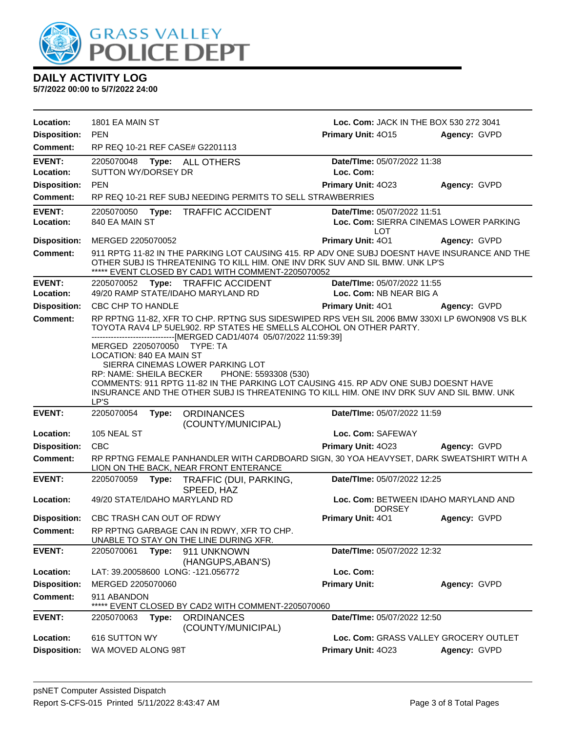# DAILY ACTIVITY LOG

**5/7/2022 00:00 to 5/7/2022 24:00**

**Location:** 1801 EA MAIN ST
**Loc. Com:** JACK IN THE BOX 530 272 3041
**Disposition:** PEN
**Primary Unit:** 4O15
**Agency:** GVPD
**Comment:** RP REQ 10-21 REF CASE# G2201113

---

**EVENT:** 2205070048 **Type:** ALL OTHERS
**Date/TIme:** 05/07/2022 11:38
**Location:** SUTTON WY/DORSEY DR
**Loc. Com:**
**Disposition:** PEN
**Primary Unit:** 4O23
**Agency:** GVPD
**Comment:** RP REQ 10-21 REF SUBJ NEEDING PERMITS TO SELL STRAWBERRIES

---

**EVENT:** 2205070050 **Type:** TRAFFIC ACCIDENT
**Date/TIme:** 05/07/2022 11:51
**Location:** 840 EA MAIN ST
**Loc. Com:** SIERRA CINEMAS LOWER PARKING LOT
**Disposition:** MERGED 2205070052
**Primary Unit:** 4O1
**Agency:** GVPD
**Comment:** 911 RPTG 11-82 IN THE PARKING LOT CAUSING 415. RP ADV ONE SUBJ DOESNT HAVE INSURANCE AND THE OTHER SUBJ IS THREATENING TO KILL HIM. ONE INV DRK SUV AND SIL BMW. UNK LP'S
***** EVENT CLOSED BY CAD1 WITH COMMENT-2205070052

---

**EVENT:** 2205070052 **Type:** TRAFFIC ACCIDENT
**Date/TIme:** 05/07/2022 11:55
**Location:** 49/20 RAMP STATE/IDAHO MARYLAND RD
**Loc. Com:** NB NEAR BIG A
**Disposition:** CBC CHP TO HANDLE
**Primary Unit:** 4O1
**Agency:** GVPD
**Comment:** RP RPTNG 11-82, XFR TO CHP. RPTNG SUS SIDESWIPED RPS VEH SIL 2006 BMW 330XI LP 6WON908 VS BLK TOYOTA RAV4 LP 5UEL902. RP STATES HE SMELLS ALCOHOL ON OTHER PARTY.
------------------------------[MERGED CAD1/4074 05/07/2022 11:59:39]
MERGED 2205070050 TYPE: TA
LOCATION: 840 EA MAIN ST
SIERRA CINEMAS LOWER PARKING LOT
RP: NAME: SHEILA BECKER PHONE: 5593308 (530)
COMMENTS: 911 RPTG 11-82 IN THE PARKING LOT CAUSING 415. RP ADV ONE SUBJ DOESNT HAVE INSURANCE AND THE OTHER SUBJ IS THREATENING TO KILL HIM. ONE INV DRK SUV AND SIL BMW. UNK LP'S

---

**EVENT:** 2205070054 **Type:** ORDINANCES (COUNTY/MUNICIPAL)
**Date/TIme:** 05/07/2022 11:59
**Location:** 105 NEAL ST
**Loc. Com:** SAFEWAY
**Disposition:** CBC
**Primary Unit:** 4O23
**Agency:** GVPD
**Comment:** RP RPTNG FEMALE PANHANDLER WITH CARDBOARD SIGN, 30 YOA HEAVYSET, DARK SWEATSHIRT WITH A LION ON THE BACK, NEAR FRONT ENTERANCE

---

**EVENT:** 2205070059 **Type:** TRAFFIC (DUI, PARKING, SPEED, HAZ
**Date/TIme:** 05/07/2022 12:25
**Location:** 49/20 STATE/IDAHO MARYLAND RD
**Loc. Com:** BETWEEN IDAHO MARYLAND AND DORSEY
**Disposition:** CBC TRASH CAN OUT OF RDWY
**Primary Unit:** 4O1
**Agency:** GVPD
**Comment:** RP RPTNG GARBAGE CAN IN RDWY, XFR TO CHP. UNABLE TO STAY ON THE LINE DURING XFR.

---

**EVENT:** 2205070061 **Type:** 911 UNKNOWN (HANGUPS,ABAN'S)
**Date/TIme:** 05/07/2022 12:32
**Location:** LAT: 39.20058600 LONG: -121.056772
**Loc. Com:**
**Disposition:** MERGED 2205070060
**Primary Unit:**
**Agency:** GVPD
**Comment:** 911 ABANDON
***** EVENT CLOSED BY CAD2 WITH COMMENT-2205070060

---

**EVENT:** 2205070063 **Type:** ORDINANCES (COUNTY/MUNICIPAL)
**Date/TIme:** 05/07/2022 12:50
**Location:** 616 SUTTON WY
**Loc. Com:** GRASS VALLEY GROCERY OUTLET
**Disposition:** WA MOVED ALONG 98T
**Primary Unit:** 4O23
**Agency:** GVPD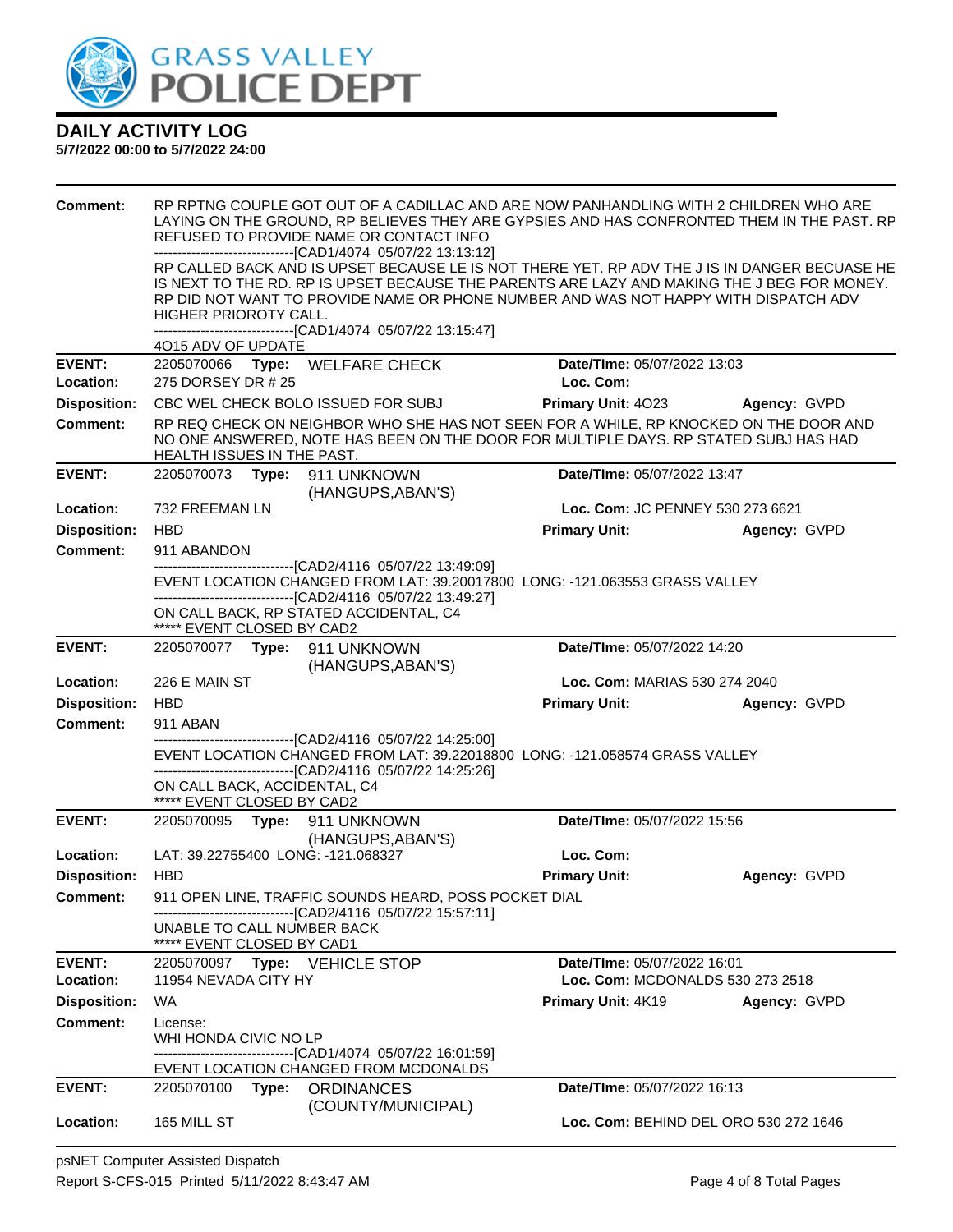# DAILY ACTIVITY LOG

**5/7/2022 00:00 to 5/7/2022 24:00**

**Comment:** RP RPTNG COUPLE GOT OUT OF A CADILLAC AND ARE NOW PANHANDLING WITH 2 CHILDREN WHO ARE LAYING ON THE GROUND, RP BELIEVES THEY ARE GYPSIES AND HAS CONFRONTED THEM IN THE PAST. RP REFUSED TO PROVIDE NAME OR CONTACT INFO
------------------------------[CAD1/4074 05/07/22 13:13:12]
RP CALLED BACK AND IS UPSET BECAUSE LE IS NOT THERE YET. RP ADV THE J IS IN DANGER BECUASE HE IS NEXT TO THE RD. RP IS UPSET BECAUSE THE PARENTS ARE LAZY AND MAKING THE J BEG FOR MONEY. RP DID NOT WANT TO PROVIDE NAME OR PHONE NUMBER AND WAS NOT HAPPY WITH DISPATCH ADV HIGHER PRIOROTY CALL.
------------------------------[CAD1/4074 05/07/22 13:15:47]
4O15 ADV OF UPDATE

---

**EVENT:** 2205070066 **Type:** WELFARE CHECK **Date/TIme:** 05/07/2022 13:03
**Location:** 275 DORSEY DR # 25 **Loc. Com:**
**Disposition:** CBC WEL CHECK BOLO ISSUED FOR SUBJ **Primary Unit:** 4O23 **Agency:** GVPD
**Comment:** RP REQ CHECK ON NEIGHBOR WHO SHE HAS NOT SEEN FOR A WHILE, RP KNOCKED ON THE DOOR AND NO ONE ANSWERED, NOTE HAS BEEN ON THE DOOR FOR MULTIPLE DAYS. RP STATED SUBJ HAS HAD HEALTH ISSUES IN THE PAST.

---

**EVENT:** 2205070073 **Type:** 911 UNKNOWN (HANGUPS,ABAN'S) **Date/TIme:** 05/07/2022 13:47
**Location:** 732 FREEMAN LN **Loc. Com:** JC PENNEY 530 273 6621
**Disposition:** HBD **Primary Unit:** **Agency:** GVPD
**Comment:** 911 ABANDON
------------------------------[CAD2/4116 05/07/22 13:49:09]
EVENT LOCATION CHANGED FROM LAT: 39.20017800 LONG: -121.063553 GRASS VALLEY
------------------------------[CAD2/4116 05/07/22 13:49:27]
ON CALL BACK, RP STATED ACCIDENTAL, C4
***** EVENT CLOSED BY CAD2

---

**EVENT:** 2205070077 **Type:** 911 UNKNOWN (HANGUPS,ABAN'S) **Date/TIme:** 05/07/2022 14:20
**Location:** 226 E MAIN ST **Loc. Com:** MARIAS 530 274 2040
**Disposition:** HBD **Primary Unit:** **Agency:** GVPD
**Comment:** 911 ABAN
------------------------------[CAD2/4116 05/07/22 14:25:00]
EVENT LOCATION CHANGED FROM LAT: 39.22018800 LONG: -121.058574 GRASS VALLEY
------------------------------[CAD2/4116 05/07/22 14:25:26]
ON CALL BACK, ACCIDENTAL, C4
***** EVENT CLOSED BY CAD2

---

**EVENT:** 2205070095 **Type:** 911 UNKNOWN (HANGUPS,ABAN'S) **Date/TIme:** 05/07/2022 15:56
**Location:** LAT: 39.22755400 LONG: -121.068327 **Loc. Com:**
**Disposition:** HBD **Primary Unit:** **Agency:** GVPD
**Comment:** 911 OPEN LINE, TRAFFIC SOUNDS HEARD, POSS POCKET DIAL
------------------------------[CAD2/4116 05/07/22 15:57:11]
UNABLE TO CALL NUMBER BACK
***** EVENT CLOSED BY CAD1

---

**EVENT:** 2205070097 **Type:** VEHICLE STOP **Date/TIme:** 05/07/2022 16:01
**Location:** 11954 NEVADA CITY HY **Loc. Com:** MCDONALDS 530 273 2518
**Disposition:** WA **Primary Unit:** 4K19 **Agency:** GVPD
**Comment:** License:
WHI HONDA CIVIC NO LP
------------------------------[CAD1/4074 05/07/22 16:01:59]
EVENT LOCATION CHANGED FROM MCDONALDS

---

**EVENT:** 2205070100 **Type:** ORDINANCES (COUNTY/MUNICIPAL) **Date/TIme:** 05/07/2022 16:13
**Location:** 165 MILL ST **Loc. Com:** BEHIND DEL ORO 530 272 1646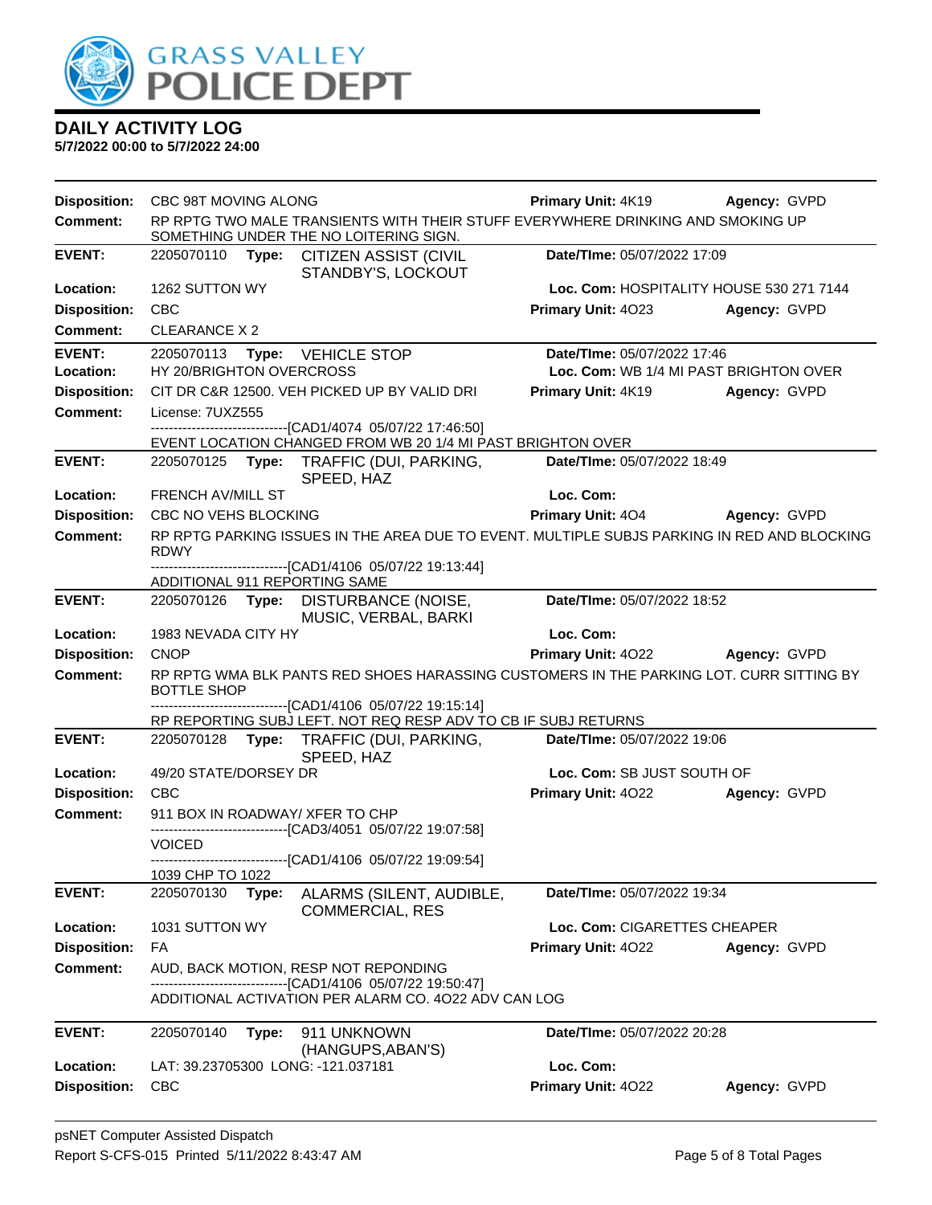# DAILY ACTIVITY LOG

**5/7/2022 00:00 to 5/7/2022 24:00**

**Disposition:** CBC 98T MOVING ALONG | **Primary Unit:** 4K19 | **Agency:** GVPD

**Comment:** RP RPTG TWO MALE TRANSIENTS WITH THEIR STUFF EVERYWHERE DRINKING AND SMOKING UP SOMETHING UNDER THE NO LOITERING SIGN.

---

**EVENT:** 2205070110 **Type:** CITIZEN ASSIST (CIVIL STANDBY'S, LOCKOUT | **Date/TIme:** 05/07/2022 17:09

**Location:** 1262 SUTTON WY | **Loc. Com:** HOSPITALITY HOUSE 530 271 7144

**Disposition:** CBC | **Primary Unit:** 4O23 | **Agency:** GVPD

**Comment:** CLEARANCE X 2

---

**EVENT:** 2205070113 **Type:** VEHICLE STOP | **Date/TIme:** 05/07/2022 17:46

**Location:** HY 20/BRIGHTON OVERCROSS | **Loc. Com:** WB 1/4 MI PAST BRIGHTON OVER

**Disposition:** CIT DR C&R 12500. VEH PICKED UP BY VALID DRI | **Primary Unit:** 4K19 | **Agency:** GVPD

**Comment:** License: 7UXZ555

------------------------------[CAD1/4074 05/07/22 17:46:50]

EVENT LOCATION CHANGED FROM WB 20 1/4 MI PAST BRIGHTON OVER

---

**EVENT:** 2205070125 **Type:** TRAFFIC (DUI, PARKING, SPEED, HAZ | **Date/TIme:** 05/07/2022 18:49

**Location:** FRENCH AV/MILL ST | **Loc. Com:**

**Disposition:** CBC NO VEHS BLOCKING | **Primary Unit:** 4O4 | **Agency:** GVPD

**Comment:** RP RPTG PARKING ISSUES IN THE AREA DUE TO EVENT. MULTIPLE SUBJS PARKING IN RED AND BLOCKING RDWY

------------------------------[CAD1/4106 05/07/22 19:13:44]

ADDITIONAL 911 REPORTING SAME

---

**EVENT:** 2205070126 **Type:** DISTURBANCE (NOISE, MUSIC, VERBAL, BARKI | **Date/TIme:** 05/07/2022 18:52

**Location:** 1983 NEVADA CITY HY | **Loc. Com:**

**Disposition:** CNOP | **Primary Unit:** 4O22 | **Agency:** GVPD

**Comment:** RP RPTG WMA BLK PANTS RED SHOES HARASSING CUSTOMERS IN THE PARKING LOT. CURR SITTING BY BOTTLE SHOP

------------------------------[CAD1/4106 05/07/22 19:15:14]

RP REPORTING SUBJ LEFT. NOT REQ RESP ADV TO CB IF SUBJ RETURNS

---

**EVENT:** 2205070128 **Type:** TRAFFIC (DUI, PARKING, SPEED, HAZ | **Date/TIme:** 05/07/2022 19:06

**Location:** 49/20 STATE/DORSEY DR | **Loc. Com:** SB JUST SOUTH OF

**Disposition:** CBC | **Primary Unit:** 4O22 | **Agency:** GVPD

**Comment:** 911 BOX IN ROADWAY/ XFER TO CHP

------------------------------[CAD3/4051 05/07/22 19:07:58]

VOICED

------------------------------[CAD1/4106 05/07/22 19:09:54]

1039 CHP TO 1022

---

**EVENT:** 2205070130 **Type:** ALARMS (SILENT, AUDIBLE, COMMERCIAL, RES | **Date/TIme:** 05/07/2022 19:34

**Location:** 1031 SUTTON WY | **Loc. Com:** CIGARETTES CHEAPER

**Disposition:** FA | **Primary Unit:** 4O22 | **Agency:** GVPD

**Comment:** AUD, BACK MOTION, RESP NOT REPONDING

------------------------------[CAD1/4106 05/07/22 19:50:47]

ADDITIONAL ACTIVATION PER ALARM CO. 4O22 ADV CAN LOG

---

**EVENT:** 2205070140 **Type:** 911 UNKNOWN (HANGUPS,ABAN'S) | **Date/TIme:** 05/07/2022 20:28

**Location:** LAT: 39.23705300 LONG: -121.037181 | **Loc. Com:**

**Disposition:** CBC | **Primary Unit:** 4O22 | **Agency:** GVPD

psNET Computer Assisted Dispatch

Report S-CFS-015 Printed 5/11/2022 8:43:47 AM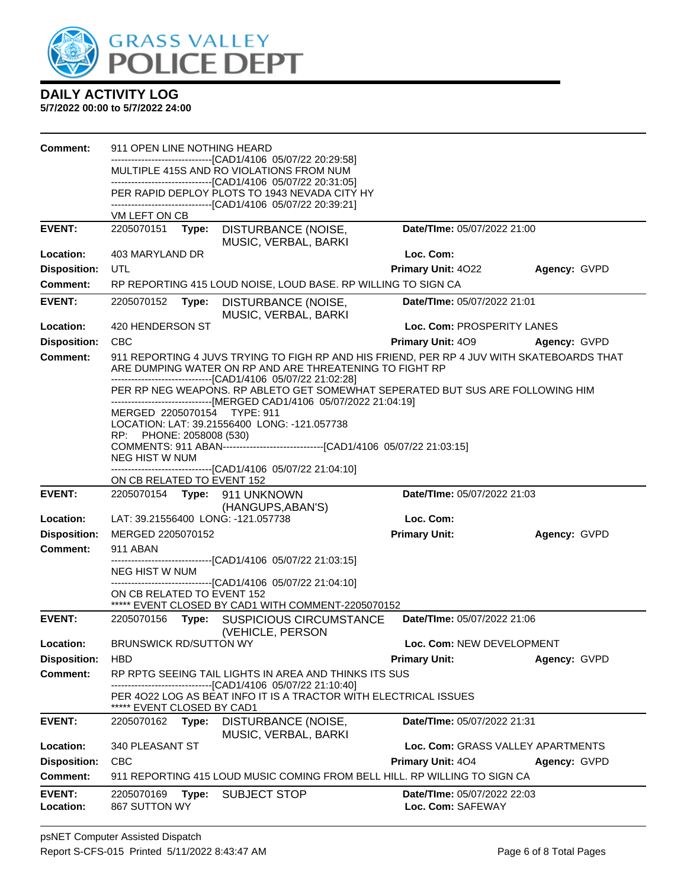# DAILY ACTIVITY LOG

**5/7/2022 00:00 to 5/7/2022 24:00**

**Comment:** 911 OPEN LINE NOTHING HEARD
------------------------------[CAD1/4106 05/07/22 20:29:58]
MULTIPLE 415S AND RO VIOLATIONS FROM NUM
------------------------------[CAD1/4106 05/07/22 20:31:05]
PER RAPID DEPLOY PLOTS TO 1943 NEVADA CITY HY
------------------------------[CAD1/4106 05/07/22 20:39:21]
VM LEFT ON CB

---

| | | | | |
|---|---|---|---|---|
| **EVENT:** | 2205070151 **Type:** DISTURBANCE (NOISE, MUSIC, VERBAL, BARKI | **Date/TIme:** 05/07/2022 21:00 | | |
| **Location:** | 403 MARYLAND DR | **Loc. Com:** | | |
| **Disposition:** | UTL | **Primary Unit:** 4O22 | **Agency:** GVPD | |
| **Comment:** | RP REPORTING 415 LOUD NOISE, LOUD BASE. RP WILLING TO SIGN CA | | | |

---

| | | | | |
|---|---|---|---|---|
| **EVENT:** | 2205070152 **Type:** DISTURBANCE (NOISE, MUSIC, VERBAL, BARKI | **Date/TIme:** 05/07/2022 21:01 | | |
| **Location:** | 420 HENDERSON ST | **Loc. Com:** PROSPERITY LANES | | |
| **Disposition:** | CBC | **Primary Unit:** 4O9 | **Agency:** GVPD | |

**Comment:** 911 REPORTING 4 JUVS TRYING TO FIGH RP AND HIS FRIEND, PER RP 4 JUV WITH SKATEBOARDS THAT ARE DUMPING WATER ON RP AND ARE THREATENING TO FIGHT RP
------------------------------[CAD1/4106 05/07/22 21:02:28]
PER RP NEG WEAPONS. RP ABLETO GET SOMEWHAT SEPERATED BUT SUS ARE FOLLOWING HIM
------------------------------[MERGED CAD1/4106 05/07/2022 21:04:19]
MERGED 2205070154 TYPE: 911
LOCATION: LAT: 39.21556400 LONG: -121.057738
RP: PHONE: 2058008 (530)
COMMENTS: 911 ABAN------------------------------[CAD1/4106 05/07/22 21:03:15]
NEG HIST W NUM
------------------------------[CAD1/4106 05/07/22 21:04:10]
ON CB RELATED TO EVENT 152

---

| | | | | |
|---|---|---|---|---|
| **EVENT:** | 2205070154 **Type:** 911 UNKNOWN (HANGUPS,ABAN'S) | **Date/TIme:** 05/07/2022 21:03 | | |
| **Location:** | LAT: 39.21556400 LONG: -121.057738 | **Loc. Com:** | | |
| **Disposition:** | MERGED 2205070152 | **Primary Unit:** | **Agency:** GVPD | |

**Comment:** 911 ABAN
------------------------------[CAD1/4106 05/07/22 21:03:15]
NEG HIST W NUM
------------------------------[CAD1/4106 05/07/22 21:04:10]
ON CB RELATED TO EVENT 152
***** EVENT CLOSED BY CAD1 WITH COMMENT-2205070152

---

| | | | | |
|---|---|---|---|---|
| **EVENT:** | 2205070156 **Type:** SUSPICIOUS CIRCUMSTANCE (VEHICLE, PERSON | **Date/TIme:** 05/07/2022 21:06 | | |
| **Location:** | BRUNSWICK RD/SUTTON WY | **Loc. Com:** NEW DEVELOPMENT | | |
| **Disposition:** | HBD | **Primary Unit:** | **Agency:** GVPD | |

**Comment:** RP RPTG SEEING TAIL LIGHTS IN AREA AND THINKS ITS SUS
------------------------------[CAD1/4106 05/07/22 21:10:40]
PER 4O22 LOG AS BEAT INFO IT IS A TRACTOR WITH ELECTRICAL ISSUES
***** EVENT CLOSED BY CAD1

---

| | | | | |
|---|---|---|---|---|
| **EVENT:** | 2205070162 **Type:** DISTURBANCE (NOISE, MUSIC, VERBAL, BARKI | **Date/TIme:** 05/07/2022 21:31 | | |
| **Location:** | 340 PLEASANT ST | **Loc. Com:** GRASS VALLEY APARTMENTS | | |
| **Disposition:** | CBC | **Primary Unit:** 4O4 | **Agency:** GVPD | |
| **Comment:** | 911 REPORTING 415 LOUD MUSIC COMING FROM BELL HILL. RP WILLING TO SIGN CA | | | |

---

| | | | | |
|---|---|---|---|---|
| **EVENT:** | 2205070169 **Type:** SUBJECT STOP | **Date/TIme:** 05/07/2022 22:03 | | |
| **Location:** | 867 SUTTON WY | **Loc. Com:** SAFEWAY | | |

psNET Computer Assisted Dispatch
Report S-CFS-015 Printed 5/11/2022 8:43:47 AM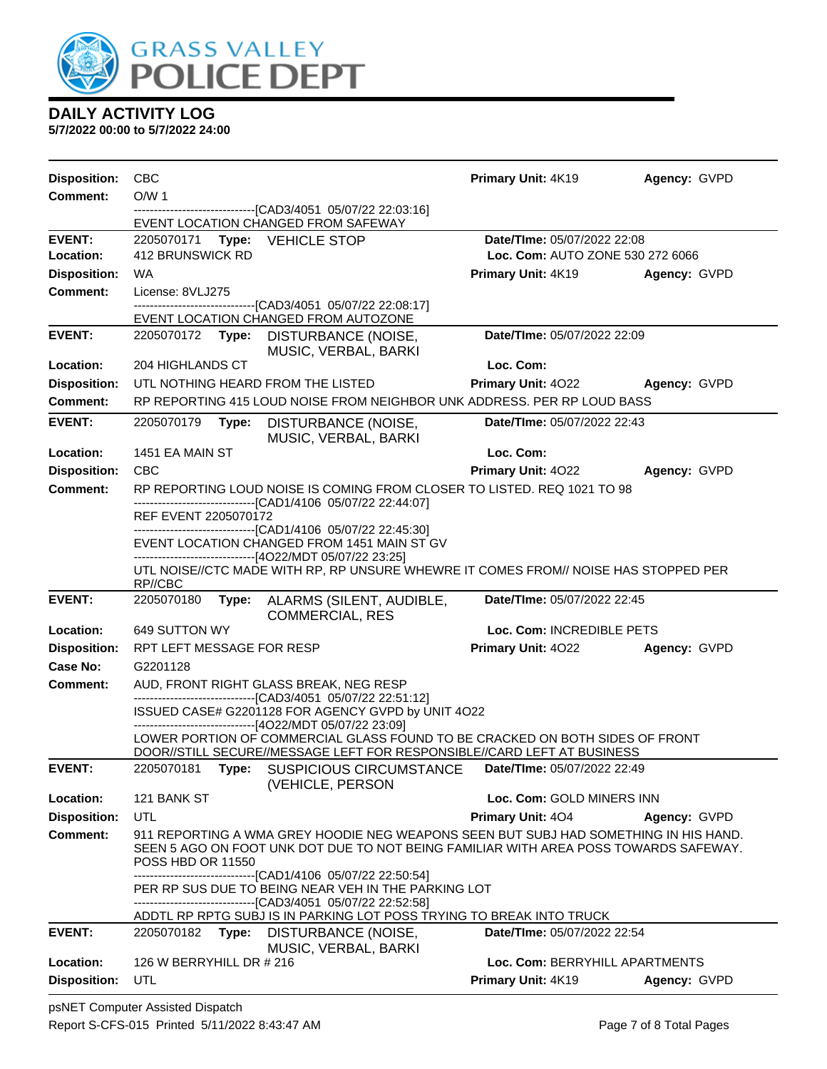# DAILY ACTIVITY LOG

**5/7/2022 00:00 to 5/7/2022 24:00**

**Disposition:** CBC **Primary Unit:** 4K19 **Agency:** GVPD
**Comment:** O/W 1
------------------------------[CAD3/4051 05/07/22 22:03:16]
EVENT LOCATION CHANGED FROM SAFEWAY

---

**EVENT:** 2205070171 **Type:** VEHICLE STOP **Date/TIme:** 05/07/2022 22:08
**Location:** 412 BRUNSWICK RD **Loc. Com:** AUTO ZONE 530 272 6066
**Disposition:** WA **Primary Unit:** 4K19 **Agency:** GVPD
**Comment:** License: 8VLJ275
------------------------------[CAD3/4051 05/07/22 22:08:17]
EVENT LOCATION CHANGED FROM AUTOZONE

---

**EVENT:** 2205070172 **Type:** DISTURBANCE (NOISE, MUSIC, VERBAL, BARKI **Date/TIme:** 05/07/2022 22:09
**Location:** 204 HIGHLANDS CT **Loc. Com:**
**Disposition:** UTL NOTHING HEARD FROM THE LISTED **Primary Unit:** 4O22 **Agency:** GVPD
**Comment:** RP REPORTING 415 LOUD NOISE FROM NEIGHBOR UNK ADDRESS. PER RP LOUD BASS

---

**EVENT:** 2205070179 **Type:** DISTURBANCE (NOISE, MUSIC, VERBAL, BARKI **Date/TIme:** 05/07/2022 22:43
**Location:** 1451 EA MAIN ST **Loc. Com:**
**Disposition:** CBC **Primary Unit:** 4O22 **Agency:** GVPD
**Comment:** RP REPORTING LOUD NOISE IS COMING FROM CLOSER TO LISTED. REQ 1021 TO 98
------------------------------[CAD1/4106 05/07/22 22:44:07]
REF EVENT 2205070172
------------------------------[CAD1/4106 05/07/22 22:45:30]
EVENT LOCATION CHANGED FROM 1451 MAIN ST GV
------------------------------[4O22/MDT 05/07/22 23:25]
UTL NOISE//CTC MADE WITH RP, RP UNSURE WHEWRE IT COMES FROM// NOISE HAS STOPPED PER RP//CBC

---

**EVENT:** 2205070180 **Type:** ALARMS (SILENT, AUDIBLE, COMMERCIAL, RES **Date/TIme:** 05/07/2022 22:45
**Location:** 649 SUTTON WY **Loc. Com:** INCREDIBLE PETS
**Disposition:** RPT LEFT MESSAGE FOR RESP **Primary Unit:** 4O22 **Agency:** GVPD
**Case No:** G2201128
**Comment:** AUD, FRONT RIGHT GLASS BREAK, NEG RESP
------------------------------[CAD3/4051 05/07/22 22:51:12]
ISSUED CASE# G2201128 FOR AGENCY GVPD by UNIT 4O22
------------------------------[4O22/MDT 05/07/22 23:09]
LOWER PORTION OF COMMERCIAL GLASS FOUND TO BE CRACKED ON BOTH SIDES OF FRONT DOOR//STILL SECURE//MESSAGE LEFT FOR RESPONSIBLE//CARD LEFT AT BUSINESS

---

**EVENT:** 2205070181 **Type:** SUSPICIOUS CIRCUMSTANCE (VEHICLE, PERSON **Date/TIme:** 05/07/2022 22:49
**Location:** 121 BANK ST **Loc. Com:** GOLD MINERS INN
**Disposition:** UTL **Primary Unit:** 4O4 **Agency:** GVPD
**Comment:** 911 REPORTING A WMA GREY HOODIE NEG WEAPONS SEEN BUT SUBJ HAD SOMETHING IN HIS HAND. SEEN 5 AGO ON FOOT UNK DOT DUE TO NOT BEING FAMILIAR WITH AREA POSS TOWARDS SAFEWAY. POSS HBD OR 11550
------------------------------[CAD1/4106 05/07/22 22:50:54]
PER RP SUS DUE TO BEING NEAR VEH IN THE PARKING LOT
------------------------------[CAD3/4051 05/07/22 22:52:58]
ADDTL RP RPTG SUBJ IS IN PARKING LOT POSS TRYING TO BREAK INTO TRUCK

---

**EVENT:** 2205070182 **Type:** DISTURBANCE (NOISE, MUSIC, VERBAL, BARKI **Date/TIme:** 05/07/2022 22:54
**Location:** 126 W BERRYHILL DR # 216 **Loc. Com:** BERRYHILL APARTMENTS
**Disposition:** UTL **Primary Unit:** 4K19 **Agency:** GVPD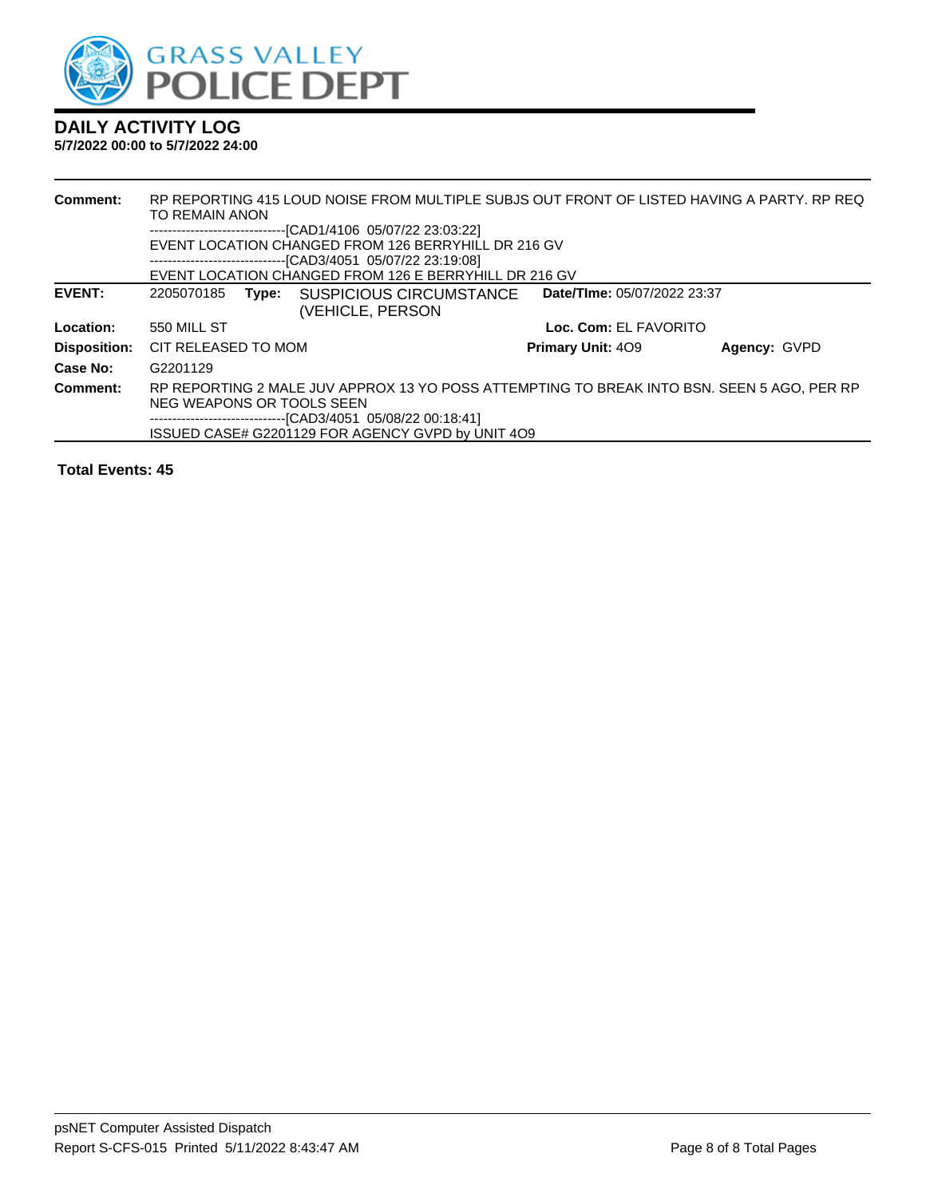**DAILY ACTIVITY LOG**
**5/7/2022 00:00 to 5/7/2022 24:00**

| | | | | |
|---|---|---|---|---|
| **Comment:** | RP REPORTING 415 LOUD NOISE FROM MULTIPLE SUBJS OUT FRONT OF LISTED HAVING A PARTY. RP REQ TO REMAIN ANON<br>------------------------------[CAD1/4106 05/07/22 23:03:22]<br>EVENT LOCATION CHANGED FROM 126 BERRYHILL DR 216 GV<br>------------------------------[CAD3/4051 05/07/22 23:19:08]<br>EVENT LOCATION CHANGED FROM 126 E BERRYHILL DR 216 GV | | | |
| **EVENT:** | 2205070185 **Type:** SUSPICIOUS CIRCUMSTANCE (VEHICLE, PERSON | | **Date/TIme:** 05/07/2022 23:37 | |
| **Location:** | 550 MILL ST | | **Loc. Com:** EL FAVORITO | |
| **Disposition:** | CIT RELEASED TO MOM | | **Primary Unit:** 4O9 | **Agency:** GVPD |
| **Case No:** | G2201129 | | | |
| **Comment:** | RP REPORTING 2 MALE JUV APPROX 13 YO POSS ATTEMPTING TO BREAK INTO BSN. SEEN 5 AGO, PER RP NEG WEAPONS OR TOOLS SEEN<br>------------------------------[CAD3/4051 05/08/22 00:18:41]<br>ISSUED CASE# G2201129 FOR AGENCY GVPD by UNIT 4O9 | | | |

**Total Events: 45**

psNET Computer Assisted Dispatch
Report S-CFS-015 Printed 5/11/2022 8:43:47 AM